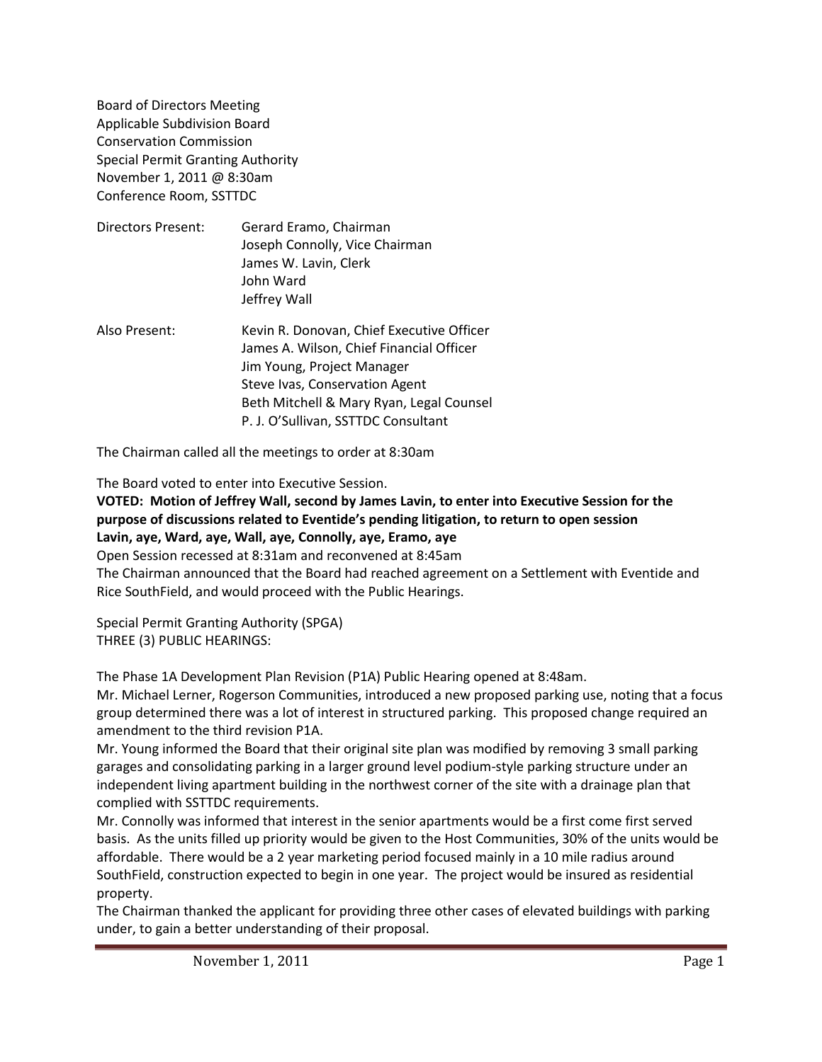Board of Directors Meeting
Applicable Subdivision Board
Conservation Commission
Special Permit Granting Authority
November 1, 2011 @ 8:30am
Conference Room, SSTTDC

| | |
|---|---|
| Directors Present: | Gerard Eramo, Chairman |
| | Joseph Connolly, Vice Chairman |
| | James W. Lavin, Clerk |
| | John Ward |
| | Jeffrey Wall |
| Also Present: | Kevin R. Donovan, Chief Executive Officer |
| | James A. Wilson, Chief Financial Officer |
| | Jim Young, Project Manager |
| | Steve Ivas, Conservation Agent |
| | Beth Mitchell & Mary Ryan, Legal Counsel |
| | P. J. O'Sullivan, SSTTDC Consultant |

The Chairman called all the meetings to order at 8:30am

The Board voted to enter into Executive Session.

**VOTED: Motion of Jeffrey Wall, second by James Lavin, to enter into Executive Session for the purpose of discussions related to Eventide's pending litigation, to return to open session**
**Lavin, aye, Ward, aye, Wall, aye, Connolly, aye, Eramo, aye**

Open Session recessed at 8:31am and reconvened at 8:45am

The Chairman announced that the Board had reached agreement on a Settlement with Eventide and Rice SouthField, and would proceed with the Public Hearings.

Special Permit Granting Authority (SPGA)
THREE (3) PUBLIC HEARINGS:

The Phase 1A Development Plan Revision (P1A) Public Hearing opened at 8:48am.

Mr. Michael Lerner, Rogerson Communities, introduced a new proposed parking use, noting that a focus group determined there was a lot of interest in structured parking. This proposed change required an amendment to the third revision P1A.

Mr. Young informed the Board that their original site plan was modified by removing 3 small parking garages and consolidating parking in a larger ground level podium-style parking structure under an independent living apartment building in the northwest corner of the site with a drainage plan that complied with SSTTDC requirements.

Mr. Connolly was informed that interest in the senior apartments would be a first come first served basis. As the units filled up priority would be given to the Host Communities, 30% of the units would be affordable. There would be a 2 year marketing period focused mainly in a 10 mile radius around SouthField, construction expected to begin in one year. The project would be insured as residential property.

The Chairman thanked the applicant for providing three other cases of elevated buildings with parking under, to gain a better understanding of their proposal.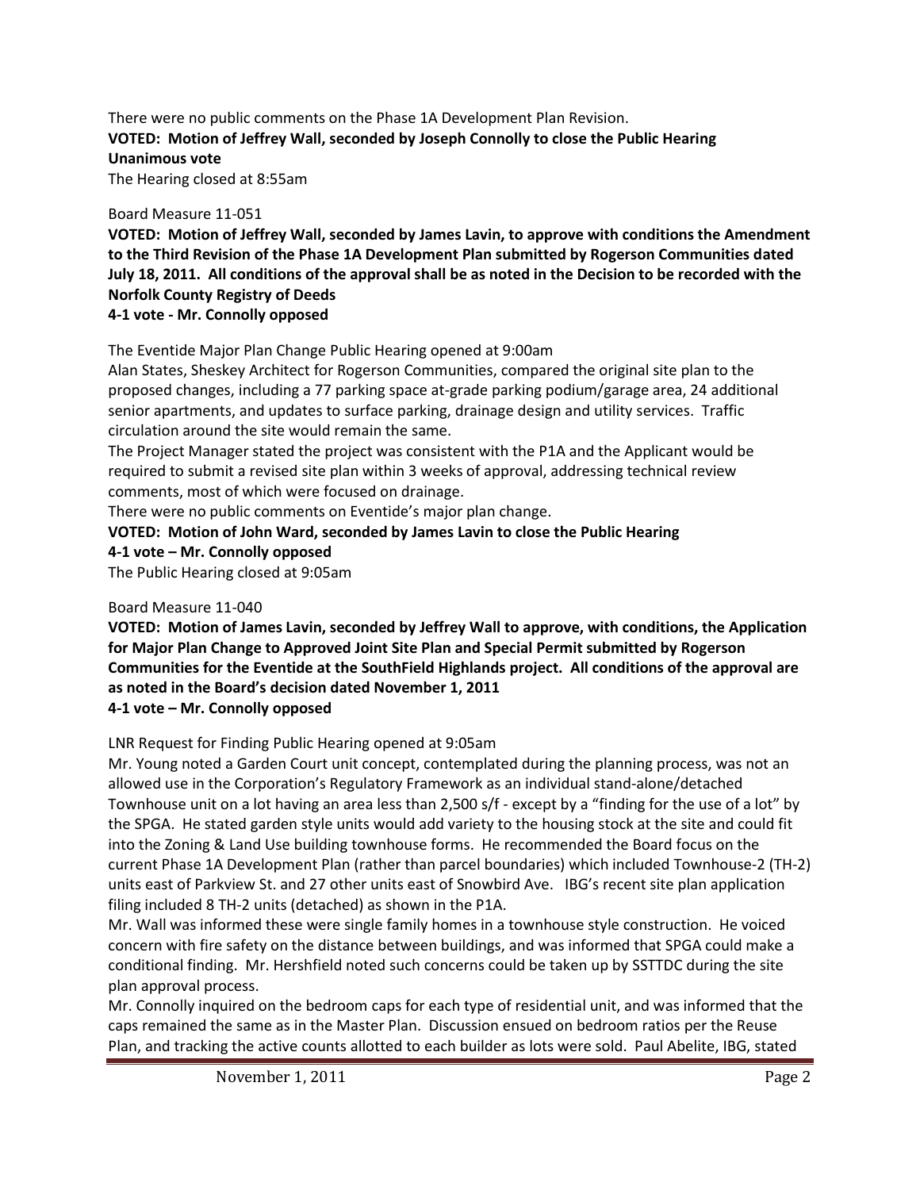There were no public comments on the Phase 1A Development Plan Revision.

**VOTED: Motion of Jeffrey Wall, seconded by Joseph Connolly to close the Public Hearing**
**Unanimous vote**

The Hearing closed at 8:55am

Board Measure 11-051

**VOTED: Motion of Jeffrey Wall, seconded by James Lavin, to approve with conditions the Amendment to the Third Revision of the Phase 1A Development Plan submitted by Rogerson Communities dated July 18, 2011. All conditions of the approval shall be as noted in the Decision to be recorded with the Norfolk County Registry of Deeds**
**4-1 vote - Mr. Connolly opposed**

The Eventide Major Plan Change Public Hearing opened at 9:00am

Alan States, Sheskey Architect for Rogerson Communities, compared the original site plan to the proposed changes, including a 77 parking space at-grade parking podium/garage area, 24 additional senior apartments, and updates to surface parking, drainage design and utility services. Traffic circulation around the site would remain the same.

The Project Manager stated the project was consistent with the P1A and the Applicant would be required to submit a revised site plan within 3 weeks of approval, addressing technical review comments, most of which were focused on drainage.

There were no public comments on Eventide's major plan change.

**VOTED: Motion of John Ward, seconded by James Lavin to close the Public Hearing**
**4-1 vote – Mr. Connolly opposed**

The Public Hearing closed at 9:05am

Board Measure 11-040

**VOTED: Motion of James Lavin, seconded by Jeffrey Wall to approve, with conditions, the Application for Major Plan Change to Approved Joint Site Plan and Special Permit submitted by Rogerson Communities for the Eventide at the SouthField Highlands project. All conditions of the approval are as noted in the Board's decision dated November 1, 2011**
**4-1 vote – Mr. Connolly opposed**

LNR Request for Finding Public Hearing opened at 9:05am

Mr. Young noted a Garden Court unit concept, contemplated during the planning process, was not an allowed use in the Corporation's Regulatory Framework as an individual stand-alone/detached Townhouse unit on a lot having an area less than 2,500 s/f - except by a "finding for the use of a lot" by the SPGA. He stated garden style units would add variety to the housing stock at the site and could fit into the Zoning & Land Use building townhouse forms. He recommended the Board focus on the current Phase 1A Development Plan (rather than parcel boundaries) which included Townhouse-2 (TH-2) units east of Parkview St. and 27 other units east of Snowbird Ave. IBG's recent site plan application filing included 8 TH-2 units (detached) as shown in the P1A.

Mr. Wall was informed these were single family homes in a townhouse style construction. He voiced concern with fire safety on the distance between buildings, and was informed that SPGA could make a conditional finding. Mr. Hershfield noted such concerns could be taken up by SSTTDC during the site plan approval process.

Mr. Connolly inquired on the bedroom caps for each type of residential unit, and was informed that the caps remained the same as in the Master Plan. Discussion ensued on bedroom ratios per the Reuse Plan, and tracking the active counts allotted to each builder as lots were sold. Paul Abelite, IBG, stated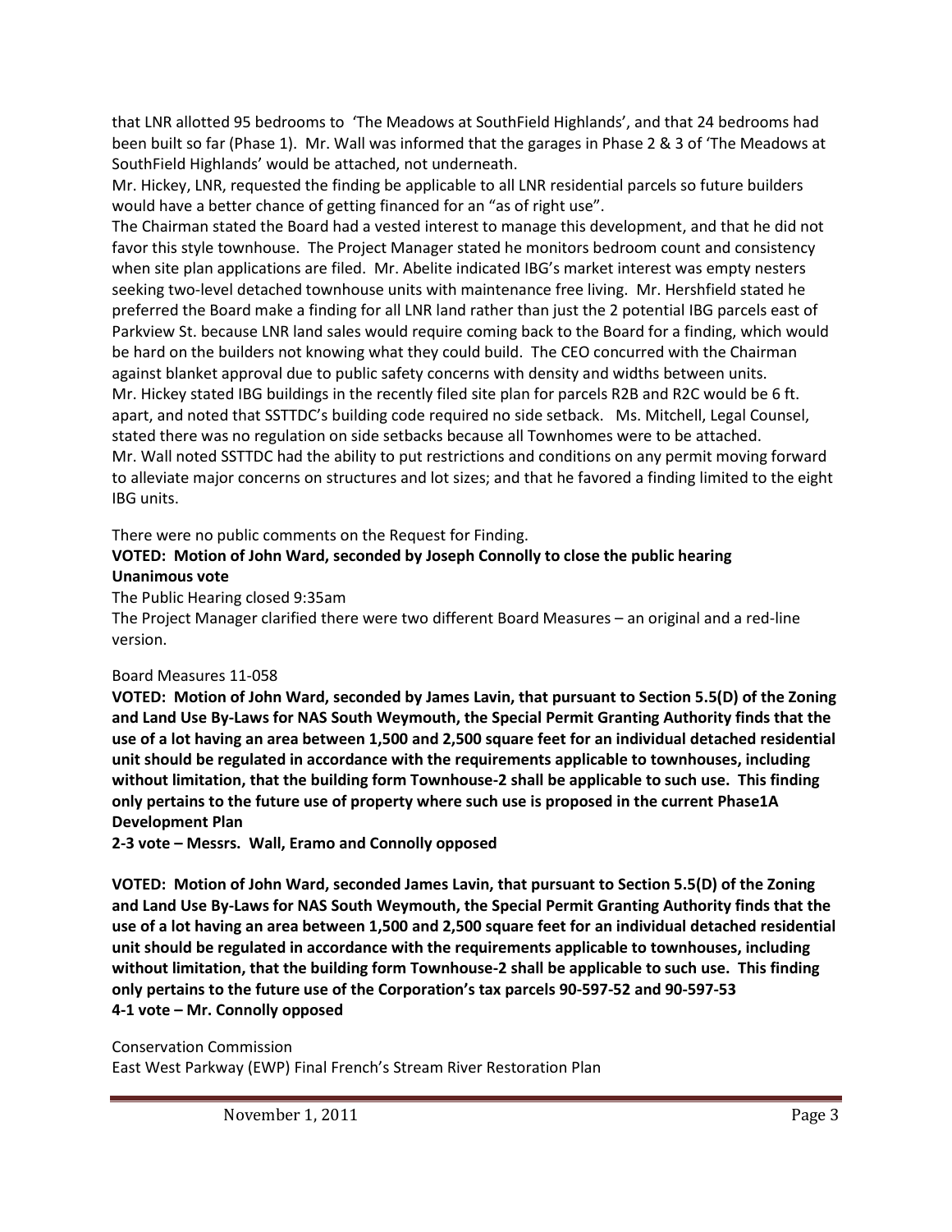that LNR allotted 95 bedrooms to 'The Meadows at SouthField Highlands', and that 24 bedrooms had been built so far (Phase 1). Mr. Wall was informed that the garages in Phase 2 & 3 of 'The Meadows at SouthField Highlands' would be attached, not underneath.
Mr. Hickey, LNR, requested the finding be applicable to all LNR residential parcels so future builders would have a better chance of getting financed for an "as of right use".
The Chairman stated the Board had a vested interest to manage this development, and that he did not favor this style townhouse. The Project Manager stated he monitors bedroom count and consistency when site plan applications are filed. Mr. Abelite indicated IBG's market interest was empty nesters seeking two-level detached townhouse units with maintenance free living. Mr. Hershfield stated he preferred the Board make a finding for all LNR land rather than just the 2 potential IBG parcels east of Parkview St. because LNR land sales would require coming back to the Board for a finding, which would be hard on the builders not knowing what they could build. The CEO concurred with the Chairman against blanket approval due to public safety concerns with density and widths between units.
Mr. Hickey stated IBG buildings in the recently filed site plan for parcels R2B and R2C would be 6 ft. apart, and noted that SSTTDC's building code required no side setback. Ms. Mitchell, Legal Counsel, stated there was no regulation on side setbacks because all Townhomes were to be attached.
Mr. Wall noted SSTTDC had the ability to put restrictions and conditions on any permit moving forward to alleviate major concerns on structures and lot sizes; and that he favored a finding limited to the eight IBG units.

There were no public comments on the Request for Finding.

**VOTED: Motion of John Ward, seconded by Joseph Connolly to close the public hearing**
**Unanimous vote**

The Public Hearing closed 9:35am

The Project Manager clarified there were two different Board Measures – an original and a red-line version.

Board Measures 11-058

**VOTED: Motion of John Ward, seconded by James Lavin, that pursuant to Section 5.5(D) of the Zoning and Land Use By-Laws for NAS South Weymouth, the Special Permit Granting Authority finds that the use of a lot having an area between 1,500 and 2,500 square feet for an individual detached residential unit should be regulated in accordance with the requirements applicable to townhouses, including without limitation, that the building form Townhouse-2 shall be applicable to such use. This finding only pertains to the future use of property where such use is proposed in the current Phase1A Development Plan**
**2-3 vote – Messrs. Wall, Eramo and Connolly opposed**

**VOTED: Motion of John Ward, seconded James Lavin, that pursuant to Section 5.5(D) of the Zoning and Land Use By-Laws for NAS South Weymouth, the Special Permit Granting Authority finds that the use of a lot having an area between 1,500 and 2,500 square feet for an individual detached residential unit should be regulated in accordance with the requirements applicable to townhouses, including without limitation, that the building form Townhouse-2 shall be applicable to such use. This finding only pertains to the future use of the Corporation's tax parcels 90-597-52 and 90-597-53**
**4-1 vote – Mr. Connolly opposed**

Conservation Commission
East West Parkway (EWP) Final French's Stream River Restoration Plan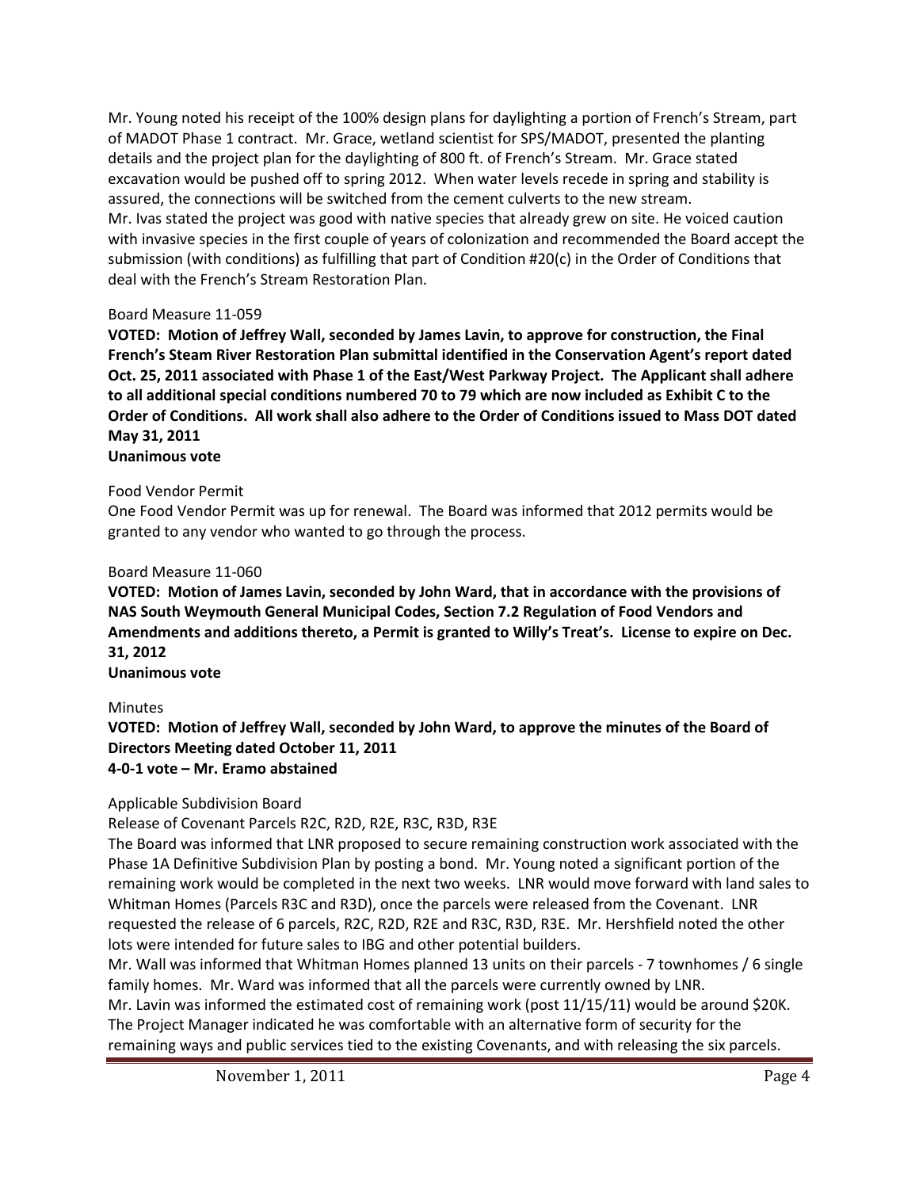Mr. Young noted his receipt of the 100% design plans for daylighting a portion of French's Stream, part of MADOT Phase 1 contract. Mr. Grace, wetland scientist for SPS/MADOT, presented the planting details and the project plan for the daylighting of 800 ft. of French's Stream. Mr. Grace stated excavation would be pushed off to spring 2012. When water levels recede in spring and stability is assured, the connections will be switched from the cement culverts to the new stream.
Mr. Ivas stated the project was good with native species that already grew on site. He voiced caution with invasive species in the first couple of years of colonization and recommended the Board accept the submission (with conditions) as fulfilling that part of Condition #20(c) in the Order of Conditions that deal with the French's Stream Restoration Plan.

Board Measure 11-059

**VOTED: Motion of Jeffrey Wall, seconded by James Lavin, to approve for construction, the Final French's Steam River Restoration Plan submittal identified in the Conservation Agent's report dated Oct. 25, 2011 associated with Phase 1 of the East/West Parkway Project. The Applicant shall adhere to all additional special conditions numbered 70 to 79 which are now included as Exhibit C to the Order of Conditions. All work shall also adhere to the Order of Conditions issued to Mass DOT dated May 31, 2011**
**Unanimous vote**

Food Vendor Permit

One Food Vendor Permit was up for renewal. The Board was informed that 2012 permits would be granted to any vendor who wanted to go through the process.

Board Measure 11-060

**VOTED: Motion of James Lavin, seconded by John Ward, that in accordance with the provisions of NAS South Weymouth General Municipal Codes, Section 7.2 Regulation of Food Vendors and Amendments and additions thereto, a Permit is granted to Willy's Treat's. License to expire on Dec. 31, 2012**
**Unanimous vote**

Minutes

**VOTED: Motion of Jeffrey Wall, seconded by John Ward, to approve the minutes of the Board of Directors Meeting dated October 11, 2011**
**4-0-1 vote – Mr. Eramo abstained**

Applicable Subdivision Board

Release of Covenant Parcels R2C, R2D, R2E, R3C, R3D, R3E

The Board was informed that LNR proposed to secure remaining construction work associated with the Phase 1A Definitive Subdivision Plan by posting a bond. Mr. Young noted a significant portion of the remaining work would be completed in the next two weeks. LNR would move forward with land sales to Whitman Homes (Parcels R3C and R3D), once the parcels were released from the Covenant. LNR requested the release of 6 parcels, R2C, R2D, R2E and R3C, R3D, R3E. Mr. Hershfield noted the other lots were intended for future sales to IBG and other potential builders.
Mr. Wall was informed that Whitman Homes planned 13 units on their parcels - 7 townhomes / 6 single family homes. Mr. Ward was informed that all the parcels were currently owned by LNR.
Mr. Lavin was informed the estimated cost of remaining work (post 11/15/11) would be around $20K. The Project Manager indicated he was comfortable with an alternative form of security for the remaining ways and public services tied to the existing Covenants, and with releasing the six parcels.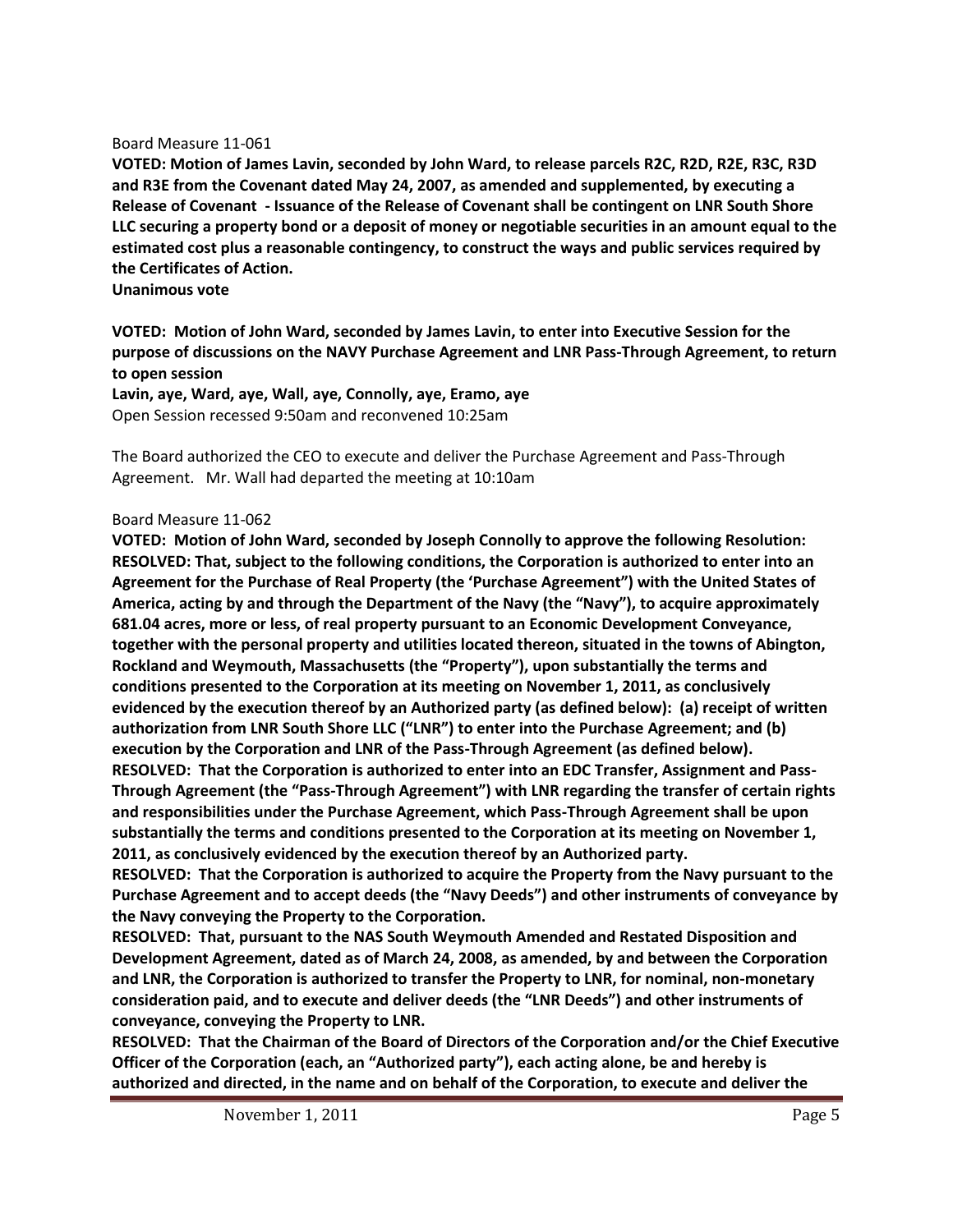Board Measure 11-061

**VOTED: Motion of James Lavin, seconded by John Ward, to release parcels R2C, R2D, R2E, R3C, R3D and R3E from the Covenant dated May 24, 2007, as amended and supplemented, by executing a Release of Covenant - Issuance of the Release of Covenant shall be contingent on LNR South Shore LLC securing a property bond or a deposit of money or negotiable securities in an amount equal to the estimated cost plus a reasonable contingency, to construct the ways and public services required by the Certificates of Action.**

**Unanimous vote**

**VOTED: Motion of John Ward, seconded by James Lavin, to enter into Executive Session for the purpose of discussions on the NAVY Purchase Agreement and LNR Pass-Through Agreement, to return to open session**

**Lavin, aye, Ward, aye, Wall, aye, Connolly, aye, Eramo, aye**

Open Session recessed 9:50am and reconvened 10:25am

The Board authorized the CEO to execute and deliver the Purchase Agreement and Pass-Through Agreement. Mr. Wall had departed the meeting at 10:10am

Board Measure 11-062

**VOTED: Motion of John Ward, seconded by Joseph Connolly to approve the following Resolution: RESOLVED: That, subject to the following conditions, the Corporation is authorized to enter into an Agreement for the Purchase of Real Property (the 'Purchase Agreement") with the United States of America, acting by and through the Department of the Navy (the "Navy"), to acquire approximately 681.04 acres, more or less, of real property pursuant to an Economic Development Conveyance, together with the personal property and utilities located thereon, situated in the towns of Abington, Rockland and Weymouth, Massachusetts (the "Property"), upon substantially the terms and conditions presented to the Corporation at its meeting on November 1, 2011, as conclusively evidenced by the execution thereof by an Authorized party (as defined below): (a) receipt of written authorization from LNR South Shore LLC ("LNR") to enter into the Purchase Agreement; and (b) execution by the Corporation and LNR of the Pass-Through Agreement (as defined below).**

**RESOLVED: That the Corporation is authorized to enter into an EDC Transfer, Assignment and Pass-Through Agreement (the "Pass-Through Agreement") with LNR regarding the transfer of certain rights and responsibilities under the Purchase Agreement, which Pass-Through Agreement shall be upon substantially the terms and conditions presented to the Corporation at its meeting on November 1, 2011, as conclusively evidenced by the execution thereof by an Authorized party.**

**RESOLVED: That the Corporation is authorized to acquire the Property from the Navy pursuant to the Purchase Agreement and to accept deeds (the "Navy Deeds") and other instruments of conveyance by the Navy conveying the Property to the Corporation.**

**RESOLVED: That, pursuant to the NAS South Weymouth Amended and Restated Disposition and Development Agreement, dated as of March 24, 2008, as amended, by and between the Corporation and LNR, the Corporation is authorized to transfer the Property to LNR, for nominal, non-monetary consideration paid, and to execute and deliver deeds (the "LNR Deeds") and other instruments of conveyance, conveying the Property to LNR.**

**RESOLVED: That the Chairman of the Board of Directors of the Corporation and/or the Chief Executive Officer of the Corporation (each, an "Authorized party"), each acting alone, be and hereby is authorized and directed, in the name and on behalf of the Corporation, to execute and deliver the**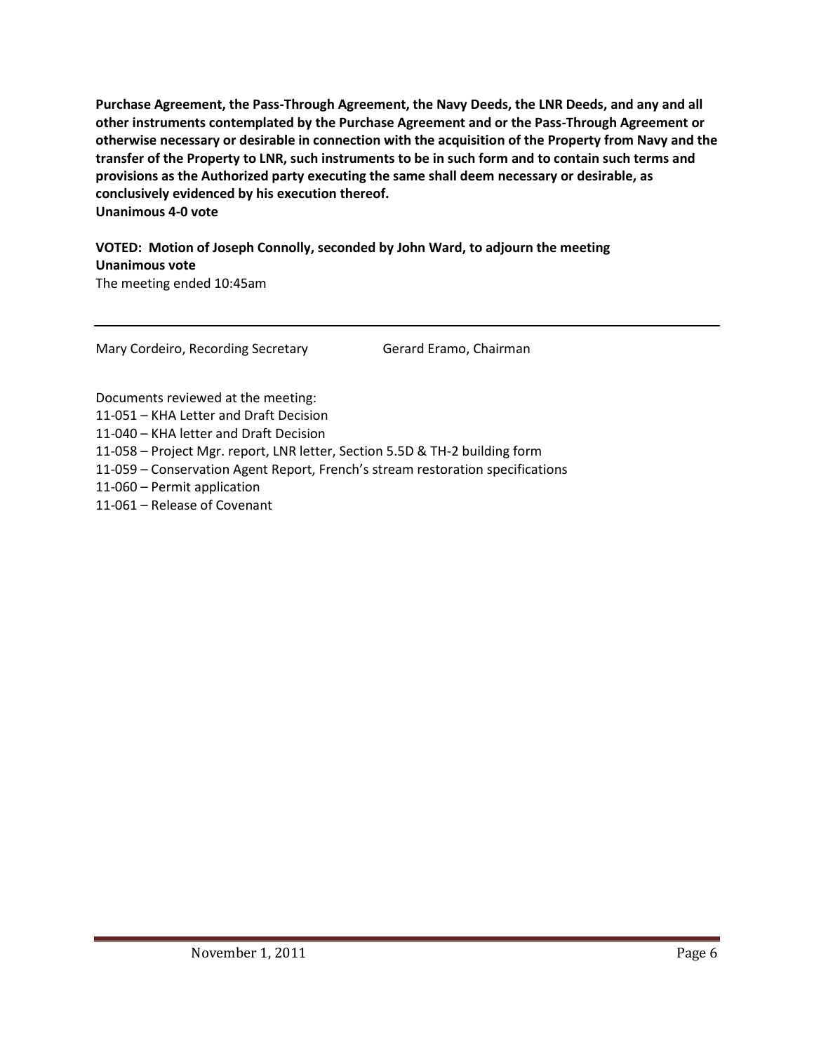**Purchase Agreement, the Pass-Through Agreement, the Navy Deeds, the LNR Deeds, and any and all other instruments contemplated by the Purchase Agreement and or the Pass-Through Agreement or otherwise necessary or desirable in connection with the acquisition of the Property from Navy and the transfer of the Property to LNR, such instruments to be in such form and to contain such terms and provisions as the Authorized party executing the same shall deem necessary or desirable, as conclusively evidenced by his execution thereof.**
**Unanimous 4-0 vote**

**VOTED: Motion of Joseph Connolly, seconded by John Ward, to adjourn the meeting**
**Unanimous vote**
The meeting ended 10:45am

---

Mary Cordeiro, Recording Secretary          Gerard Eramo, Chairman

Documents reviewed at the meeting:
11-051 – KHA Letter and Draft Decision
11-040 – KHA letter and Draft Decision
11-058 – Project Mgr. report, LNR letter, Section 5.5D & TH-2 building form
11-059 – Conservation Agent Report, French's stream restoration specifications
11-060 – Permit application
11-061 – Release of Covenant